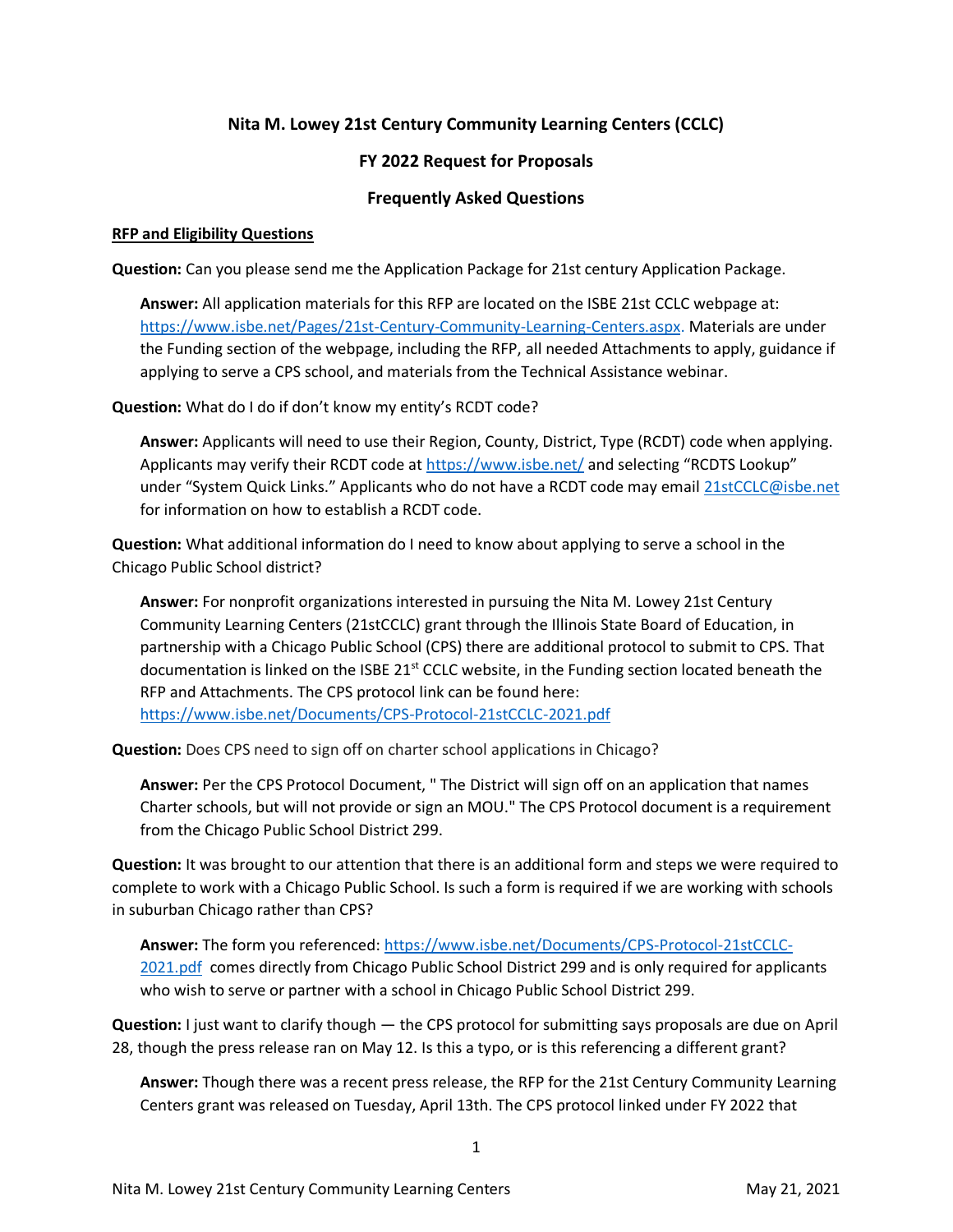# Nita M. Lowey 21st Century Community Learning Centers (CCLC)

## FY 2022 Request for Proposals

## Frequently Asked Questions

**RFP and Eligibility Questions**

**Question:** Can you please send me the Application Package for 21st century Application Package.

> **Answer:** All application materials for this RFP are located on the ISBE 21st CCLC webpage at: https://www.isbe.net/Pages/21st-Century-Community-Learning-Centers.aspx. Materials are under the Funding section of the webpage, including the RFP, all needed Attachments to apply, guidance if applying to serve a CPS school, and materials from the Technical Assistance webinar.

**Question:** What do I do if don't know my entity's RCDT code?

> **Answer:** Applicants will need to use their Region, County, District, Type (RCDT) code when applying. Applicants may verify their RCDT code at https://www.isbe.net/ and selecting "RCDTS Lookup" under "System Quick Links." Applicants who do not have a RCDT code may email 21stCCLC@isbe.net for information on how to establish a RCDT code.

**Question:** What additional information do I need to know about applying to serve a school in the Chicago Public School district?

> **Answer:** For nonprofit organizations interested in pursuing the Nita M. Lowey 21st Century Community Learning Centers (21stCCLC) grant through the Illinois State Board of Education, in partnership with a Chicago Public School (CPS) there are additional protocol to submit to CPS. That documentation is linked on the ISBE 21st CCLC website, in the Funding section located beneath the RFP and Attachments. The CPS protocol link can be found here: https://www.isbe.net/Documents/CPS-Protocol-21stCCLC-2021.pdf

**Question:** Does CPS need to sign off on charter school applications in Chicago?

> **Answer:** Per the CPS Protocol Document, " The District will sign off on an application that names Charter schools, but will not provide or sign an MOU." The CPS Protocol document is a requirement from the Chicago Public School District 299.

**Question:** It was brought to our attention that there is an additional form and steps we were required to complete to work with a Chicago Public School. Is such a form is required if we are working with schools in suburban Chicago rather than CPS?

> **Answer:** The form you referenced: https://www.isbe.net/Documents/CPS-Protocol-21stCCLC-2021.pdf comes directly from Chicago Public School District 299 and is only required for applicants who wish to serve or partner with a school in Chicago Public School District 299.

**Question:** I just want to clarify though — the CPS protocol for submitting says proposals are due on April 28, though the press release ran on May 12. Is this a typo, or is this referencing a different grant?

> **Answer:** Though there was a recent press release, the RFP for the 21st Century Community Learning Centers grant was released on Tuesday, April 13th. The CPS protocol linked under FY 2022 that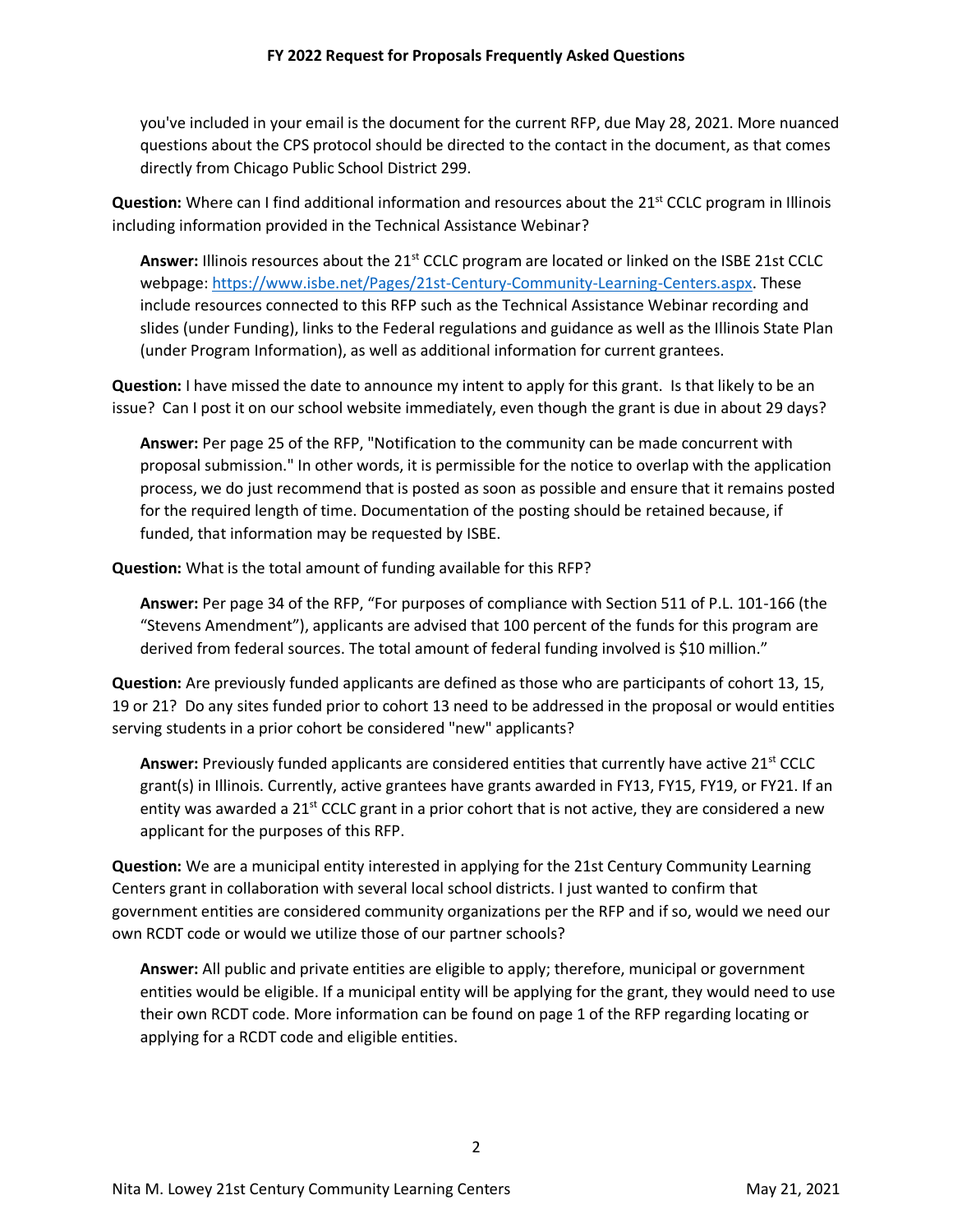you've included in your email is the document for the current RFP, due May 28, 2021. More nuanced questions about the CPS protocol should be directed to the contact in the document, as that comes directly from Chicago Public School District 299.

**Question:** Where can I find additional information and resources about the 21st CCLC program in Illinois including information provided in the Technical Assistance Webinar?

> **Answer:** Illinois resources about the 21st CCLC program are located or linked on the ISBE 21st CCLC webpage: https://www.isbe.net/Pages/21st-Century-Community-Learning-Centers.aspx. These include resources connected to this RFP such as the Technical Assistance Webinar recording and slides (under Funding), links to the Federal regulations and guidance as well as the Illinois State Plan (under Program Information), as well as additional information for current grantees.

**Question:** I have missed the date to announce my intent to apply for this grant. Is that likely to be an issue? Can I post it on our school website immediately, even though the grant is due in about 29 days?

> **Answer:** Per page 25 of the RFP, "Notification to the community can be made concurrent with proposal submission." In other words, it is permissible for the notice to overlap with the application process, we do just recommend that is posted as soon as possible and ensure that it remains posted for the required length of time. Documentation of the posting should be retained because, if funded, that information may be requested by ISBE.

**Question:** What is the total amount of funding available for this RFP?

> **Answer:** Per page 34 of the RFP, "For purposes of compliance with Section 511 of P.L. 101-166 (the "Stevens Amendment"), applicants are advised that 100 percent of the funds for this program are derived from federal sources. The total amount of federal funding involved is $10 million."

**Question:** Are previously funded applicants are defined as those who are participants of cohort 13, 15, 19 or 21? Do any sites funded prior to cohort 13 need to be addressed in the proposal or would entities serving students in a prior cohort be considered "new" applicants?

> **Answer:** Previously funded applicants are considered entities that currently have active 21st CCLC grant(s) in Illinois. Currently, active grantees have grants awarded in FY13, FY15, FY19, or FY21. If an entity was awarded a 21st CCLC grant in a prior cohort that is not active, they are considered a new applicant for the purposes of this RFP.

**Question:** We are a municipal entity interested in applying for the 21st Century Community Learning Centers grant in collaboration with several local school districts. I just wanted to confirm that government entities are considered community organizations per the RFP and if so, would we need our own RCDT code or would we utilize those of our partner schools?

> **Answer:** All public and private entities are eligible to apply; therefore, municipal or government entities would be eligible. If a municipal entity will be applying for the grant, they would need to use their own RCDT code. More information can be found on page 1 of the RFP regarding locating or applying for a RCDT code and eligible entities.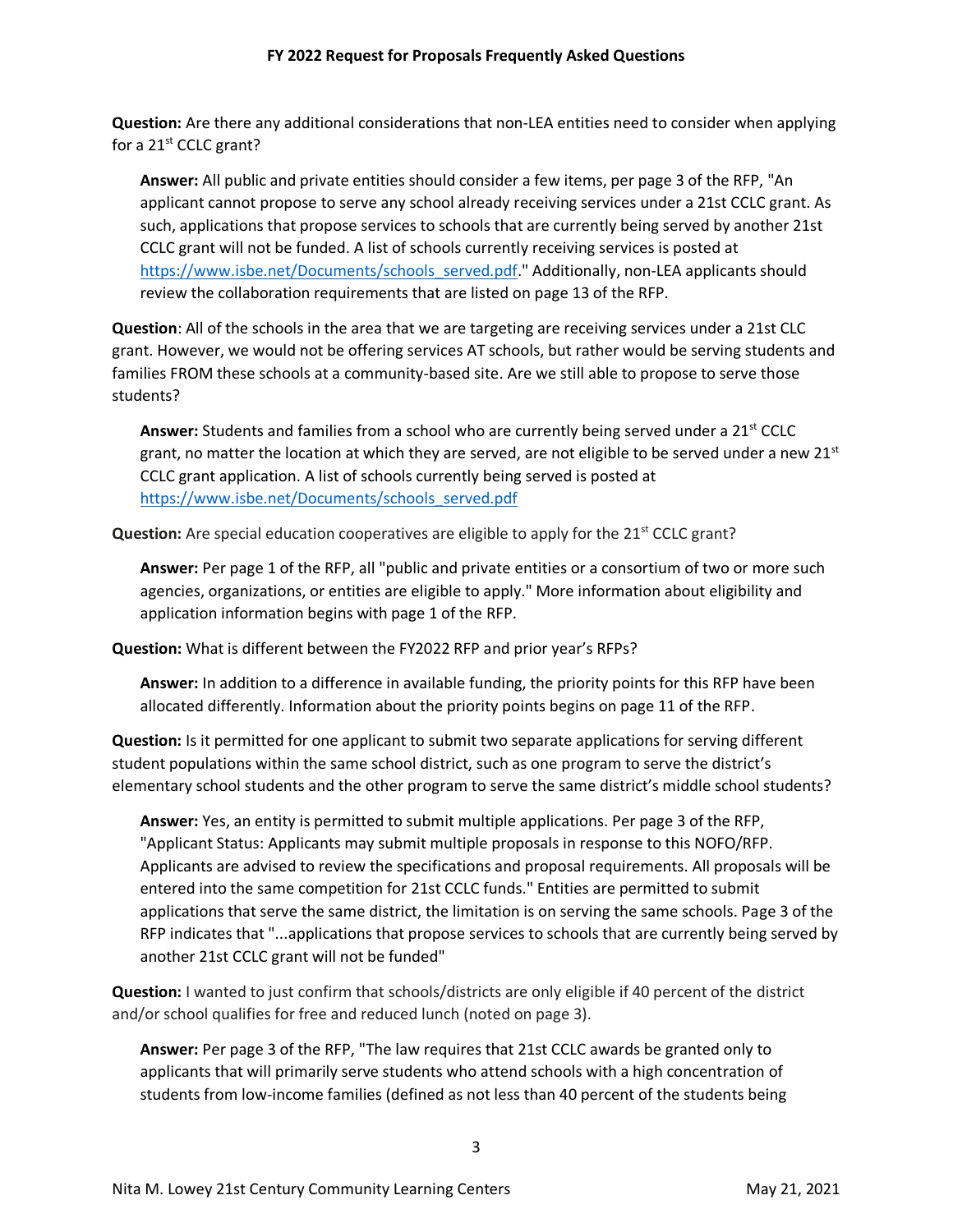**Question:** Are there any additional considerations that non-LEA entities need to consider when applying for a 21st CCLC grant?

> **Answer:** All public and private entities should consider a few items, per page 3 of the RFP, "An applicant cannot propose to serve any school already receiving services under a 21st CCLC grant. As such, applications that propose services to schools that are currently being served by another 21st CCLC grant will not be funded. A list of schools currently receiving services is posted at https://www.isbe.net/Documents/schools_served.pdf." Additionally, non-LEA applicants should review the collaboration requirements that are listed on page 13 of the RFP.

**Question**: All of the schools in the area that we are targeting are receiving services under a 21st CLC grant. However, we would not be offering services AT schools, but rather would be serving students and families FROM these schools at a community-based site. Are we still able to propose to serve those students?

> **Answer:** Students and families from a school who are currently being served under a 21st CCLC grant, no matter the location at which they are served, are not eligible to be served under a new 21st CCLC grant application. A list of schools currently being served is posted at https://www.isbe.net/Documents/schools_served.pdf

**Question:** Are special education cooperatives are eligible to apply for the 21st CCLC grant?

> **Answer:** Per page 1 of the RFP, all "public and private entities or a consortium of two or more such agencies, organizations, or entities are eligible to apply." More information about eligibility and application information begins with page 1 of the RFP.

**Question:** What is different between the FY2022 RFP and prior year's RFPs?

> **Answer:** In addition to a difference in available funding, the priority points for this RFP have been allocated differently. Information about the priority points begins on page 11 of the RFP.

**Question:** Is it permitted for one applicant to submit two separate applications for serving different student populations within the same school district, such as one program to serve the district's elementary school students and the other program to serve the same district's middle school students?

> **Answer:** Yes, an entity is permitted to submit multiple applications. Per page 3 of the RFP, "Applicant Status: Applicants may submit multiple proposals in response to this NOFO/RFP. Applicants are advised to review the specifications and proposal requirements. All proposals will be entered into the same competition for 21st CCLC funds." Entities are permitted to submit applications that serve the same district, the limitation is on serving the same schools. Page 3 of the RFP indicates that "...applications that propose services to schools that are currently being served by another 21st CCLC grant will not be funded"

**Question:** I wanted to just confirm that schools/districts are only eligible if 40 percent of the district and/or school qualifies for free and reduced lunch (noted on page 3).

> **Answer:** Per page 3 of the RFP, "The law requires that 21st CCLC awards be granted only to applicants that will primarily serve students who attend schools with a high concentration of students from low-income families (defined as not less than 40 percent of the students being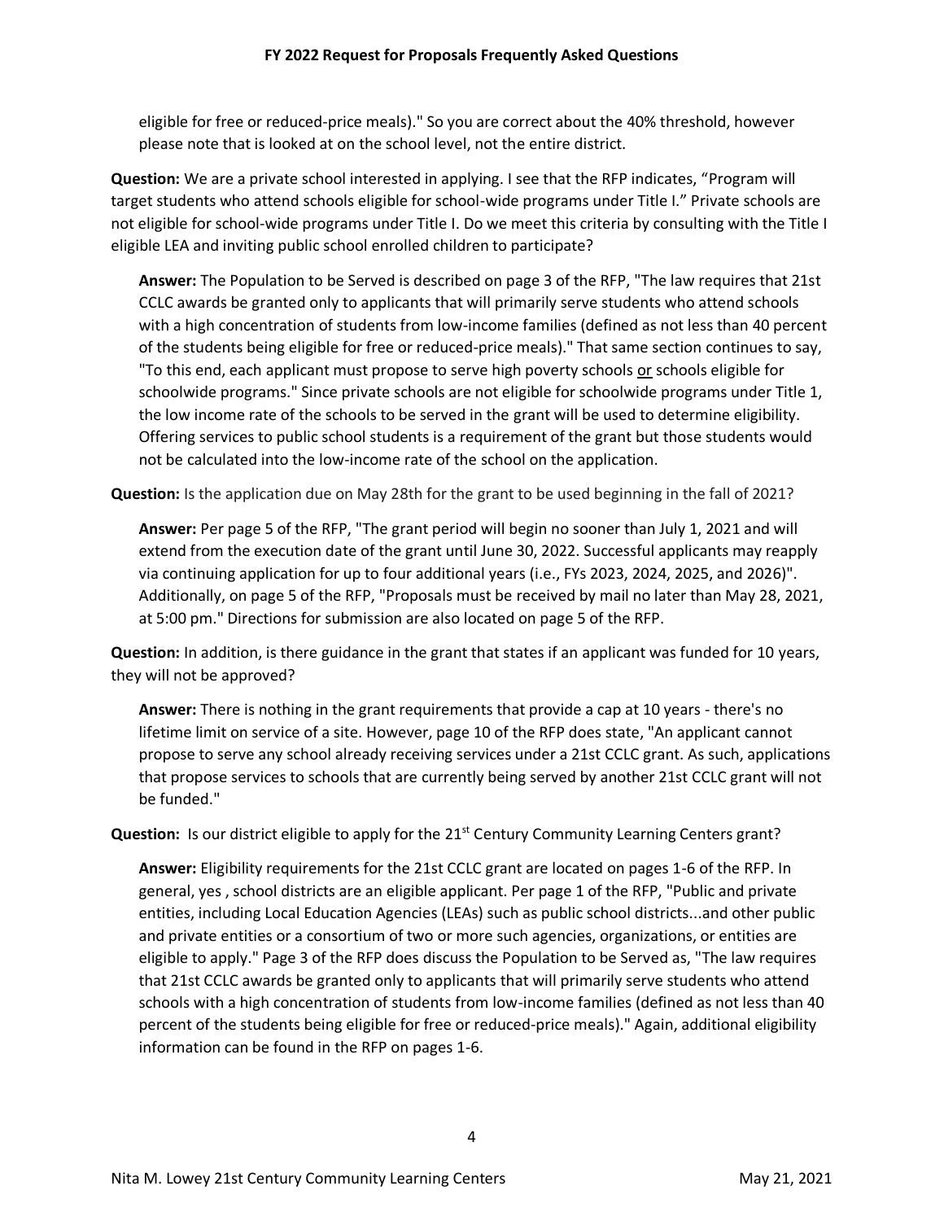eligible for free or reduced-price meals)." So you are correct about the 40% threshold, however please note that is looked at on the school level, not the entire district.

**Question:** We are a private school interested in applying. I see that the RFP indicates, "Program will target students who attend schools eligible for school-wide programs under Title I." Private schools are not eligible for school-wide programs under Title I. Do we meet this criteria by consulting with the Title I eligible LEA and inviting public school enrolled children to participate?

**Answer:** The Population to be Served is described on page 3 of the RFP, "The law requires that 21st CCLC awards be granted only to applicants that will primarily serve students who attend schools with a high concentration of students from low-income families (defined as not less than 40 percent of the students being eligible for free or reduced-price meals)." That same section continues to say, "To this end, each applicant must propose to serve high poverty schools or schools eligible for schoolwide programs." Since private schools are not eligible for schoolwide programs under Title 1, the low income rate of the schools to be served in the grant will be used to determine eligibility. Offering services to public school students is a requirement of the grant but those students would not be calculated into the low-income rate of the school on the application.

**Question:** Is the application due on May 28th for the grant to be used beginning in the fall of 2021?

**Answer:** Per page 5 of the RFP, "The grant period will begin no sooner than July 1, 2021 and will extend from the execution date of the grant until June 30, 2022. Successful applicants may reapply via continuing application for up to four additional years (i.e., FYs 2023, 2024, 2025, and 2026)". Additionally, on page 5 of the RFP, "Proposals must be received by mail no later than May 28, 2021, at 5:00 pm." Directions for submission are also located on page 5 of the RFP.

**Question:** In addition, is there guidance in the grant that states if an applicant was funded for 10 years, they will not be approved?

**Answer:** There is nothing in the grant requirements that provide a cap at 10 years - there's no lifetime limit on service of a site. However, page 10 of the RFP does state, "An applicant cannot propose to serve any school already receiving services under a 21st CCLC grant. As such, applications that propose services to schools that are currently being served by another 21st CCLC grant will not be funded."

**Question:** Is our district eligible to apply for the 21st Century Community Learning Centers grant?

**Answer:** Eligibility requirements for the 21st CCLC grant are located on pages 1-6 of the RFP. In general, yes , school districts are an eligible applicant. Per page 1 of the RFP, "Public and private entities, including Local Education Agencies (LEAs) such as public school districts...and other public and private entities or a consortium of two or more such agencies, organizations, or entities are eligible to apply." Page 3 of the RFP does discuss the Population to be Served as, "The law requires that 21st CCLC awards be granted only to applicants that will primarily serve students who attend schools with a high concentration of students from low-income families (defined as not less than 40 percent of the students being eligible for free or reduced-price meals)." Again, additional eligibility information can be found in the RFP on pages 1-6.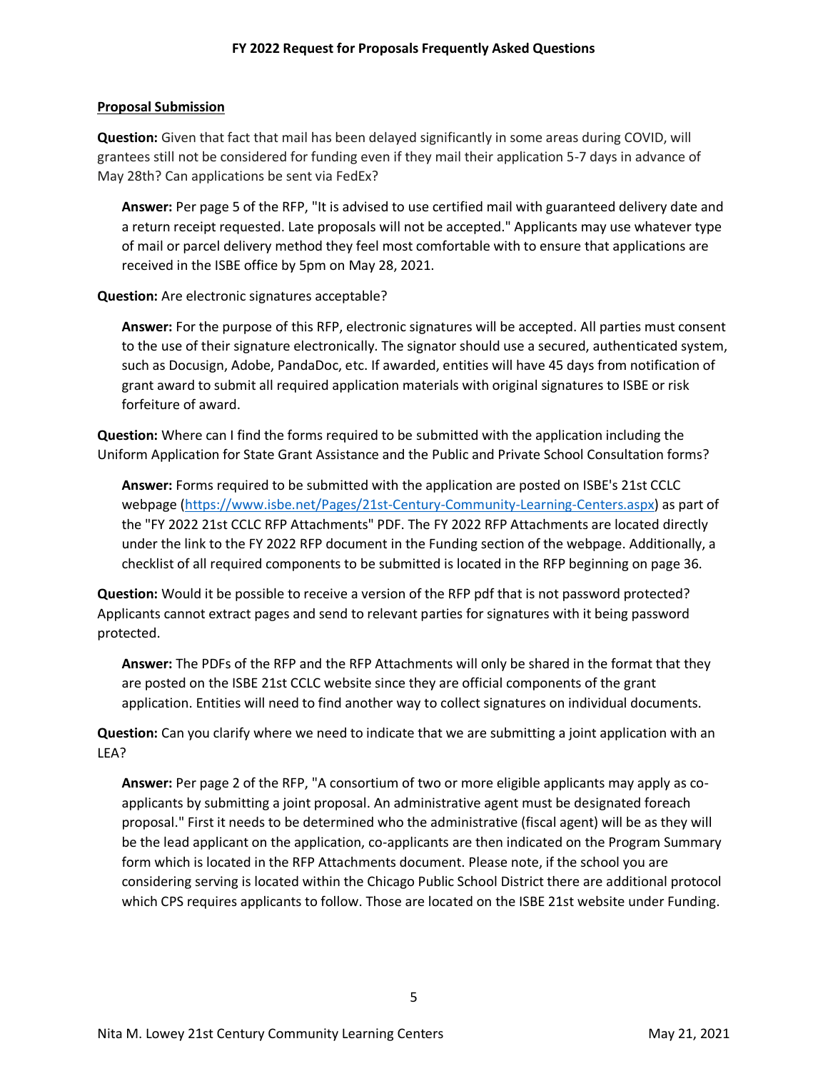**Proposal Submission**

**Question:** Given that fact that mail has been delayed significantly in some areas during COVID, will grantees still not be considered for funding even if they mail their application 5-7 days in advance of May 28th? Can applications be sent via FedEx?

> **Answer:** Per page 5 of the RFP, "It is advised to use certified mail with guaranteed delivery date and a return receipt requested. Late proposals will not be accepted." Applicants may use whatever type of mail or parcel delivery method they feel most comfortable with to ensure that applications are received in the ISBE office by 5pm on May 28, 2021.

**Question:** Are electronic signatures acceptable?

> **Answer:** For the purpose of this RFP, electronic signatures will be accepted. All parties must consent to the use of their signature electronically. The signator should use a secured, authenticated system, such as Docusign, Adobe, PandaDoc, etc. If awarded, entities will have 45 days from notification of grant award to submit all required application materials with original signatures to ISBE or risk forfeiture of award.

**Question:** Where can I find the forms required to be submitted with the application including the Uniform Application for State Grant Assistance and the Public and Private School Consultation forms?

> **Answer:** Forms required to be submitted with the application are posted on ISBE's 21st CCLC webpage (https://www.isbe.net/Pages/21st-Century-Community-Learning-Centers.aspx) as part of the "FY 2022 21st CCLC RFP Attachments" PDF. The FY 2022 RFP Attachments are located directly under the link to the FY 2022 RFP document in the Funding section of the webpage. Additionally, a checklist of all required components to be submitted is located in the RFP beginning on page 36.

**Question:** Would it be possible to receive a version of the RFP pdf that is not password protected? Applicants cannot extract pages and send to relevant parties for signatures with it being password protected.

> **Answer:** The PDFs of the RFP and the RFP Attachments will only be shared in the format that they are posted on the ISBE 21st CCLC website since they are official components of the grant application. Entities will need to find another way to collect signatures on individual documents.

**Question:** Can you clarify where we need to indicate that we are submitting a joint application with an LEA?

> **Answer:** Per page 2 of the RFP, "A consortium of two or more eligible applicants may apply as co-applicants by submitting a joint proposal. An administrative agent must be designated foreach proposal." First it needs to be determined who the administrative (fiscal agent) will be as they will be the lead applicant on the application, co-applicants are then indicated on the Program Summary form which is located in the RFP Attachments document. Please note, if the school you are considering serving is located within the Chicago Public School District there are additional protocol which CPS requires applicants to follow. Those are located on the ISBE 21st website under Funding.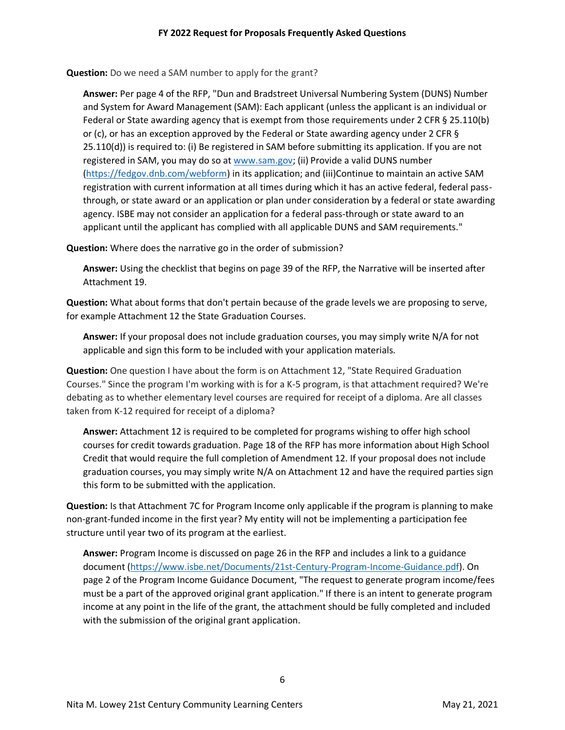**Question:** Do we need a SAM number to apply for the grant?

> **Answer:** Per page 4 of the RFP, "Dun and Bradstreet Universal Numbering System (DUNS) Number and System for Award Management (SAM): Each applicant (unless the applicant is an individual or Federal or State awarding agency that is exempt from those requirements under 2 CFR § 25.110(b) or (c), or has an exception approved by the Federal or State awarding agency under 2 CFR § 25.110(d)) is required to: (i) Be registered in SAM before submitting its application. If you are not registered in SAM, you may do so at [www.sam.gov](www.sam.gov); (ii) Provide a valid DUNS number ([https://fedgov.dnb.com/webform](https://fedgov.dnb.com/webform)) in its application; and (iii)Continue to maintain an active SAM registration with current information at all times during which it has an active federal, federal pass-through, or state award or an application or plan under consideration by a federal or state awarding agency. ISBE may not consider an application for a federal pass-through or state award to an applicant until the applicant has complied with all applicable DUNS and SAM requirements."

**Question:** Where does the narrative go in the order of submission?

> **Answer:** Using the checklist that begins on page 39 of the RFP, the Narrative will be inserted after Attachment 19.

**Question:** What about forms that don't pertain because of the grade levels we are proposing to serve, for example Attachment 12 the State Graduation Courses.

> **Answer:** If your proposal does not include graduation courses, you may simply write N/A for not applicable and sign this form to be included with your application materials.

**Question:** One question I have about the form is on Attachment 12, "State Required Graduation Courses." Since the program I'm working with is for a K-5 program, is that attachment required? We're debating as to whether elementary level courses are required for receipt of a diploma. Are all classes taken from K-12 required for receipt of a diploma?

> **Answer:** Attachment 12 is required to be completed for programs wishing to offer high school courses for credit towards graduation. Page 18 of the RFP has more information about High School Credit that would require the full completion of Amendment 12. If your proposal does not include graduation courses, you may simply write N/A on Attachment 12 and have the required parties sign this form to be submitted with the application.

**Question:** Is that Attachment 7C for Program Income only applicable if the program is planning to make non-grant-funded income in the first year? My entity will not be implementing a participation fee structure until year two of its program at the earliest.

> **Answer:** Program Income is discussed on page 26 in the RFP and includes a link to a guidance document ([https://www.isbe.net/Documents/21st-Century-Program-Income-Guidance.pdf](https://www.isbe.net/Documents/21st-Century-Program-Income-Guidance.pdf)). On page 2 of the Program Income Guidance Document, "The request to generate program income/fees must be a part of the approved original grant application." If there is an intent to generate program income at any point in the life of the grant, the attachment should be fully completed and included with the submission of the original grant application.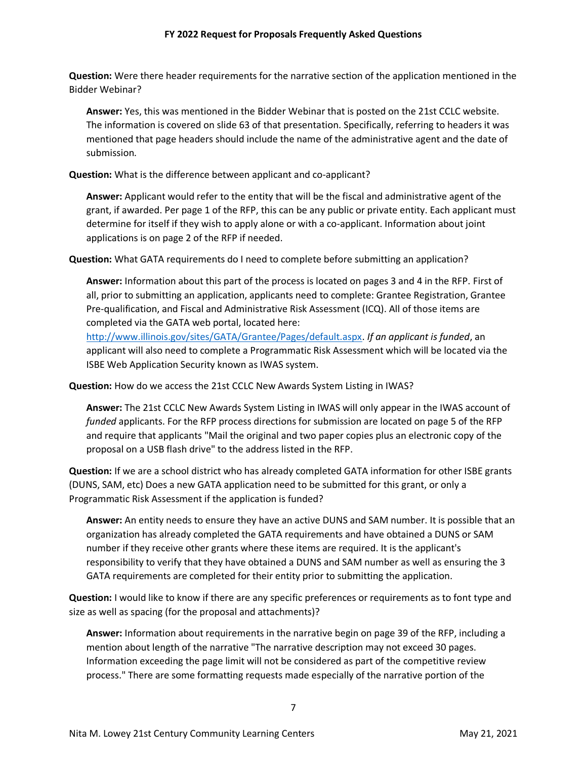**Question:** Were there header requirements for the narrative section of the application mentioned in the Bidder Webinar?

> **Answer:** Yes, this was mentioned in the Bidder Webinar that is posted on the 21st CCLC website. The information is covered on slide 63 of that presentation. Specifically, referring to headers it was mentioned that page headers should include the name of the administrative agent and the date of submission.

**Question:** What is the difference between applicant and co-applicant?

> **Answer:** Applicant would refer to the entity that will be the fiscal and administrative agent of the grant, if awarded. Per page 1 of the RFP, this can be any public or private entity. Each applicant must determine for itself if they wish to apply alone or with a co-applicant. Information about joint applications is on page 2 of the RFP if needed.

**Question:** What GATA requirements do I need to complete before submitting an application?

> **Answer:** Information about this part of the process is located on pages 3 and 4 in the RFP. First of all, prior to submitting an application, applicants need to complete: Grantee Registration, Grantee Pre-qualification, and Fiscal and Administrative Risk Assessment (ICQ). All of those items are completed via the GATA web portal, located here: [http://www.illinois.gov/sites/GATA/Grantee/Pages/default.aspx](http://www.illinois.gov/sites/GATA/Grantee/Pages/default.aspx). *If an applicant is funded*, an applicant will also need to complete a Programmatic Risk Assessment which will be located via the ISBE Web Application Security known as IWAS system.

**Question:** How do we access the 21st CCLC New Awards System Listing in IWAS?

> **Answer:** The 21st CCLC New Awards System Listing in IWAS will only appear in the IWAS account of *funded* applicants. For the RFP process directions for submission are located on page 5 of the RFP and require that applicants "Mail the original and two paper copies plus an electronic copy of the proposal on a USB flash drive" to the address listed in the RFP.

**Question:** If we are a school district who has already completed GATA information for other ISBE grants (DUNS, SAM, etc) Does a new GATA application need to be submitted for this grant, or only a Programmatic Risk Assessment if the application is funded?

> **Answer:** An entity needs to ensure they have an active DUNS and SAM number. It is possible that an organization has already completed the GATA requirements and have obtained a DUNS or SAM number if they receive other grants where these items are required. It is the applicant's responsibility to verify that they have obtained a DUNS and SAM number as well as ensuring the 3 GATA requirements are completed for their entity prior to submitting the application.

**Question:** I would like to know if there are any specific preferences or requirements as to font type and size as well as spacing (for the proposal and attachments)?

> **Answer:** Information about requirements in the narrative begin on page 39 of the RFP, including a mention about length of the narrative "The narrative description may not exceed 30 pages. Information exceeding the page limit will not be considered as part of the competitive review process." There are some formatting requests made especially of the narrative portion of the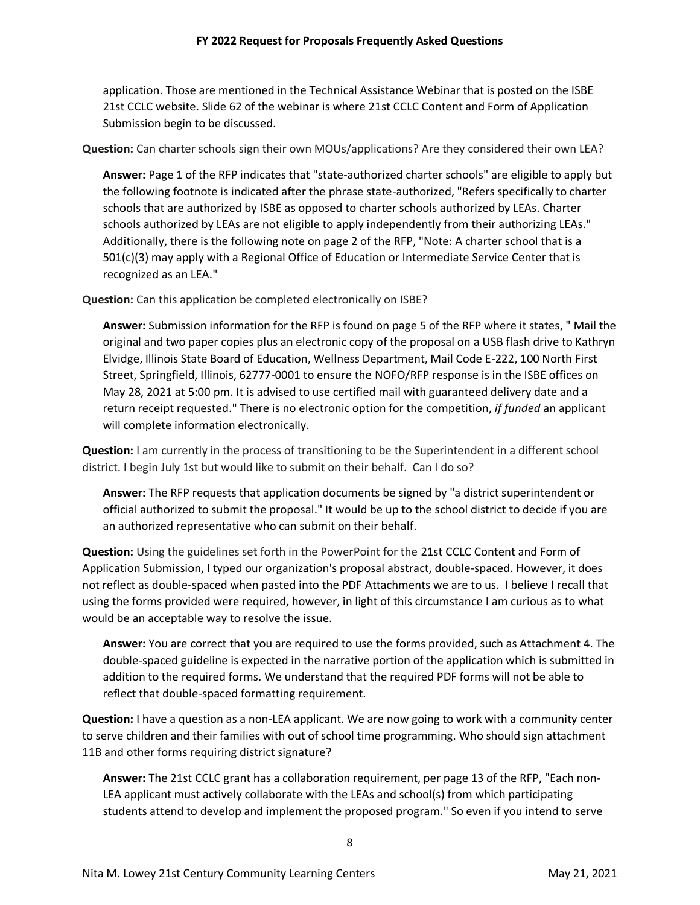application. Those are mentioned in the Technical Assistance Webinar that is posted on the ISBE 21st CCLC website. Slide 62 of the webinar is where 21st CCLC Content and Form of Application Submission begin to be discussed.

**Question:** Can charter schools sign their own MOUs/applications? Are they considered their own LEA?

**Answer:** Page 1 of the RFP indicates that "state-authorized charter schools" are eligible to apply but the following footnote is indicated after the phrase state-authorized, "Refers specifically to charter schools that are authorized by ISBE as opposed to charter schools authorized by LEAs. Charter schools authorized by LEAs are not eligible to apply independently from their authorizing LEAs." Additionally, there is the following note on page 2 of the RFP, "Note: A charter school that is a 501(c)(3) may apply with a Regional Office of Education or Intermediate Service Center that is recognized as an LEA."

**Question:** Can this application be completed electronically on ISBE?

**Answer:** Submission information for the RFP is found on page 5 of the RFP where it states, " Mail the original and two paper copies plus an electronic copy of the proposal on a USB flash drive to Kathryn Elvidge, Illinois State Board of Education, Wellness Department, Mail Code E-222, 100 North First Street, Springfield, Illinois, 62777-0001 to ensure the NOFO/RFP response is in the ISBE offices on May 28, 2021 at 5:00 pm. It is advised to use certified mail with guaranteed delivery date and a return receipt requested." There is no electronic option for the competition, *if funded* an applicant will complete information electronically.

**Question:** I am currently in the process of transitioning to be the Superintendent in a different school district. I begin July 1st but would like to submit on their behalf. Can I do so?

**Answer:** The RFP requests that application documents be signed by "a district superintendent or official authorized to submit the proposal." It would be up to the school district to decide if you are an authorized representative who can submit on their behalf.

**Question:** Using the guidelines set forth in the PowerPoint for the 21st CCLC Content and Form of Application Submission, I typed our organization's proposal abstract, double-spaced. However, it does not reflect as double-spaced when pasted into the PDF Attachments we are to us. I believe I recall that using the forms provided were required, however, in light of this circumstance I am curious as to what would be an acceptable way to resolve the issue.

**Answer:** You are correct that you are required to use the forms provided, such as Attachment 4. The double-spaced guideline is expected in the narrative portion of the application which is submitted in addition to the required forms. We understand that the required PDF forms will not be able to reflect that double-spaced formatting requirement.

**Question:** I have a question as a non-LEA applicant. We are now going to work with a community center to serve children and their families with out of school time programming. Who should sign attachment 11B and other forms requiring district signature?

**Answer:** The 21st CCLC grant has a collaboration requirement, per page 13 of the RFP, "Each non-LEA applicant must actively collaborate with the LEAs and school(s) from which participating students attend to develop and implement the proposed program." So even if you intend to serve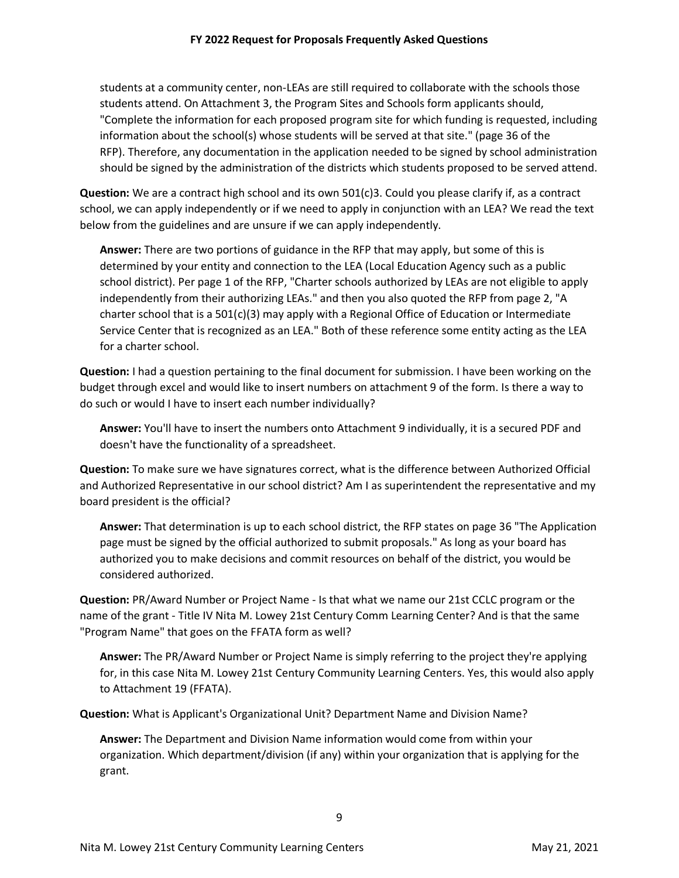students at a community center, non-LEAs are still required to collaborate with the schools those students attend. On Attachment 3, the Program Sites and Schools form applicants should, "Complete the information for each proposed program site for which funding is requested, including information about the school(s) whose students will be served at that site." (page 36 of the RFP). Therefore, any documentation in the application needed to be signed by school administration should be signed by the administration of the districts which students proposed to be served attend.

**Question:** We are a contract high school and its own 501(c)3. Could you please clarify if, as a contract school, we can apply independently or if we need to apply in conjunction with an LEA? We read the text below from the guidelines and are unsure if we can apply independently.

**Answer:** There are two portions of guidance in the RFP that may apply, but some of this is determined by your entity and connection to the LEA (Local Education Agency such as a public school district). Per page 1 of the RFP, "Charter schools authorized by LEAs are not eligible to apply independently from their authorizing LEAs." and then you also quoted the RFP from page 2, "A charter school that is a 501(c)(3) may apply with a Regional Office of Education or Intermediate Service Center that is recognized as an LEA." Both of these reference some entity acting as the LEA for a charter school.

**Question:** I had a question pertaining to the final document for submission. I have been working on the budget through excel and would like to insert numbers on attachment 9 of the form. Is there a way to do such or would I have to insert each number individually?

**Answer:** You'll have to insert the numbers onto Attachment 9 individually, it is a secured PDF and doesn't have the functionality of a spreadsheet.

**Question:** To make sure we have signatures correct, what is the difference between Authorized Official and Authorized Representative in our school district? Am I as superintendent the representative and my board president is the official?

**Answer:** That determination is up to each school district, the RFP states on page 36 "The Application page must be signed by the official authorized to submit proposals." As long as your board has authorized you to make decisions and commit resources on behalf of the district, you would be considered authorized.

**Question:** PR/Award Number or Project Name - Is that what we name our 21st CCLC program or the name of the grant - Title IV Nita M. Lowey 21st Century Comm Learning Center? And is that the same "Program Name" that goes on the FFATA form as well?

**Answer:** The PR/Award Number or Project Name is simply referring to the project they're applying for, in this case Nita M. Lowey 21st Century Community Learning Centers. Yes, this would also apply to Attachment 19 (FFATA).

**Question:** What is Applicant's Organizational Unit? Department Name and Division Name?

**Answer:** The Department and Division Name information would come from within your organization. Which department/division (if any) within your organization that is applying for the grant.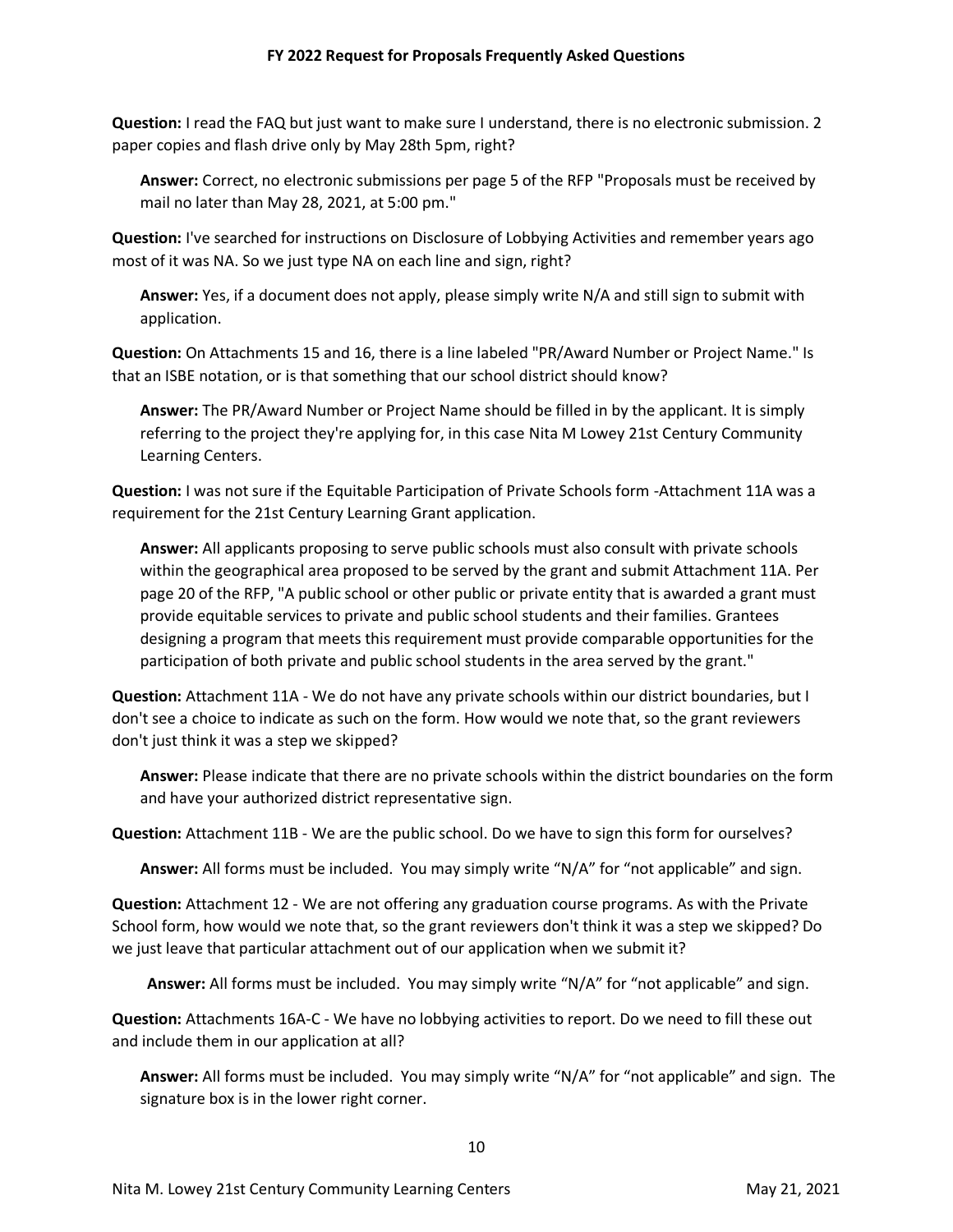**Question:** I read the FAQ but just want to make sure I understand, there is no electronic submission. 2 paper copies and flash drive only by May 28th 5pm, right?

**Answer:** Correct, no electronic submissions per page 5 of the RFP "Proposals must be received by mail no later than May 28, 2021, at 5:00 pm."

**Question:** I've searched for instructions on Disclosure of Lobbying Activities and remember years ago most of it was NA. So we just type NA on each line and sign, right?

**Answer:** Yes, if a document does not apply, please simply write N/A and still sign to submit with application.

**Question:** On Attachments 15 and 16, there is a line labeled "PR/Award Number or Project Name." Is that an ISBE notation, or is that something that our school district should know?

**Answer:** The PR/Award Number or Project Name should be filled in by the applicant. It is simply referring to the project they're applying for, in this case Nita M Lowey 21st Century Community Learning Centers.

**Question:** I was not sure if the Equitable Participation of Private Schools form -Attachment 11A was a requirement for the 21st Century Learning Grant application.

**Answer:** All applicants proposing to serve public schools must also consult with private schools within the geographical area proposed to be served by the grant and submit Attachment 11A. Per page 20 of the RFP, "A public school or other public or private entity that is awarded a grant must provide equitable services to private and public school students and their families. Grantees designing a program that meets this requirement must provide comparable opportunities for the participation of both private and public school students in the area served by the grant."

**Question:** Attachment 11A - We do not have any private schools within our district boundaries, but I don't see a choice to indicate as such on the form. How would we note that, so the grant reviewers don't just think it was a step we skipped?

**Answer:** Please indicate that there are no private schools within the district boundaries on the form and have your authorized district representative sign.

**Question:** Attachment 11B - We are the public school. Do we have to sign this form for ourselves?

**Answer:** All forms must be included. You may simply write "N/A" for "not applicable" and sign.

**Question:** Attachment 12 - We are not offering any graduation course programs. As with the Private School form, how would we note that, so the grant reviewers don't think it was a step we skipped? Do we just leave that particular attachment out of our application when we submit it?

**Answer:** All forms must be included. You may simply write "N/A" for "not applicable" and sign.

**Question:** Attachments 16A-C - We have no lobbying activities to report. Do we need to fill these out and include them in our application at all?

**Answer:** All forms must be included. You may simply write "N/A" for "not applicable" and sign. The signature box is in the lower right corner.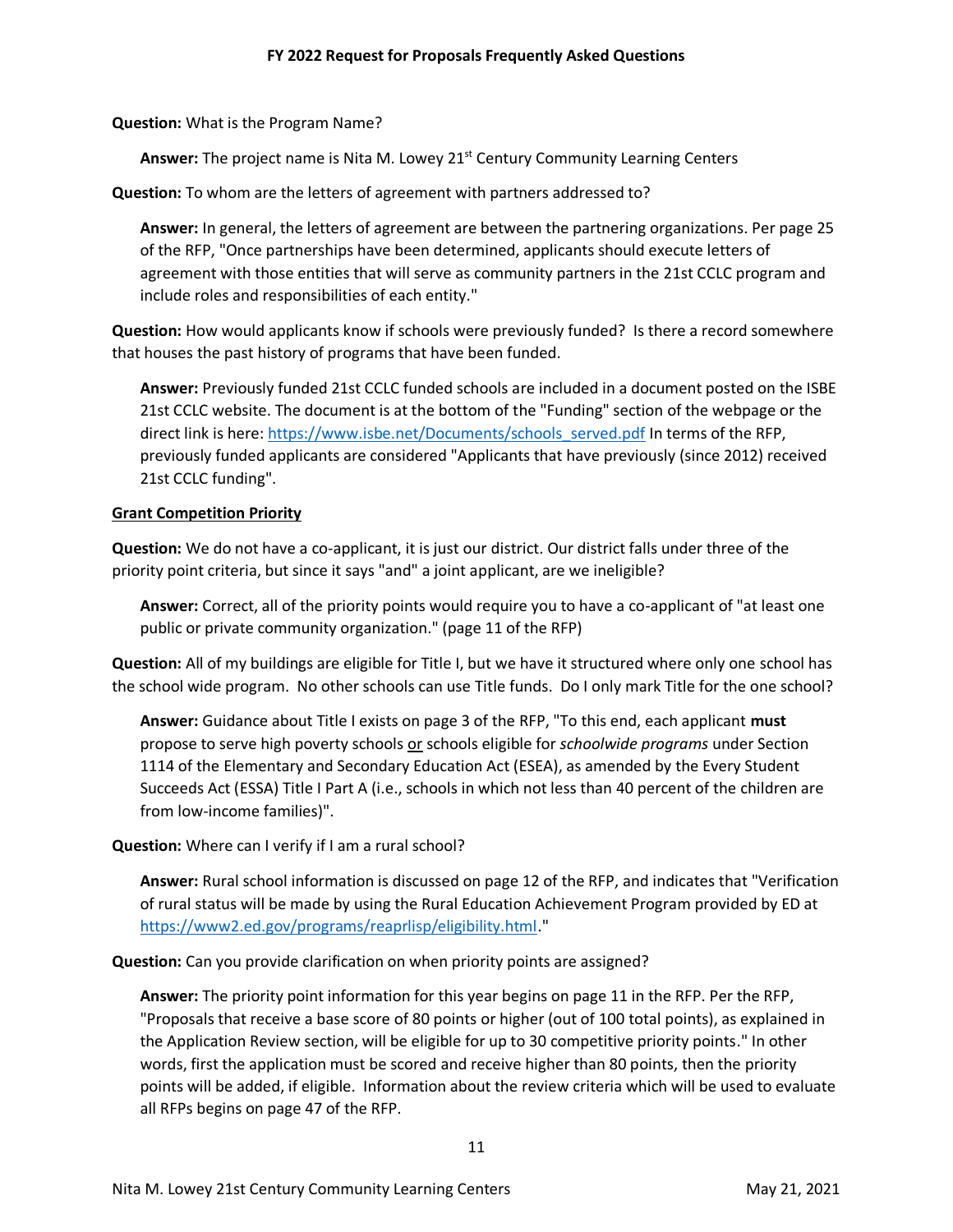**Question:** What is the Program Name?

> **Answer:** The project name is Nita M. Lowey 21st Century Community Learning Centers

**Question:** To whom are the letters of agreement with partners addressed to?

> **Answer:** In general, the letters of agreement are between the partnering organizations. Per page 25 of the RFP, "Once partnerships have been determined, applicants should execute letters of agreement with those entities that will serve as community partners in the 21st CCLC program and include roles and responsibilities of each entity."

**Question:** How would applicants know if schools were previously funded? Is there a record somewhere that houses the past history of programs that have been funded.

> **Answer:** Previously funded 21st CCLC funded schools are included in a document posted on the ISBE 21st CCLC website. The document is at the bottom of the "Funding" section of the webpage or the direct link is here: [https://www.isbe.net/Documents/schools_served.pdf](https://www.isbe.net/Documents/schools_served.pdf) In terms of the RFP, previously funded applicants are considered "Applicants that have previously (since 2012) received 21st CCLC funding".

<u>**Grant Competition Priority**</u>

**Question:** We do not have a co-applicant, it is just our district. Our district falls under three of the priority point criteria, but since it says "and" a joint applicant, are we ineligible?

> **Answer:** Correct, all of the priority points would require you to have a co-applicant of "at least one public or private community organization." (page 11 of the RFP)

**Question:** All of my buildings are eligible for Title I, but we have it structured where only one school has the school wide program. No other schools can use Title funds. Do I only mark Title for the one school?

> **Answer:** Guidance about Title I exists on page 3 of the RFP, "To this end, each applicant **must** propose to serve high poverty schools <u>or</u> schools eligible for *schoolwide programs* under Section 1114 of the Elementary and Secondary Education Act (ESEA), as amended by the Every Student Succeeds Act (ESSA) Title I Part A (i.e., schools in which not less than 40 percent of the children are from low-income families)".

**Question:** Where can I verify if I am a rural school?

> **Answer:** Rural school information is discussed on page 12 of the RFP, and indicates that "Verification of rural status will be made by using the Rural Education Achievement Program provided by ED at [https://www2.ed.gov/programs/reaprlisp/eligibility.html](https://www2.ed.gov/programs/reaprlisp/eligibility.html)."

**Question:** Can you provide clarification on when priority points are assigned?

> **Answer:** The priority point information for this year begins on page 11 in the RFP. Per the RFP, "Proposals that receive a base score of 80 points or higher (out of 100 total points), as explained in the Application Review section, will be eligible for up to 30 competitive priority points." In other words, first the application must be scored and receive higher than 80 points, then the priority points will be added, if eligible. Information about the review criteria which will be used to evaluate all RFPs begins on page 47 of the RFP.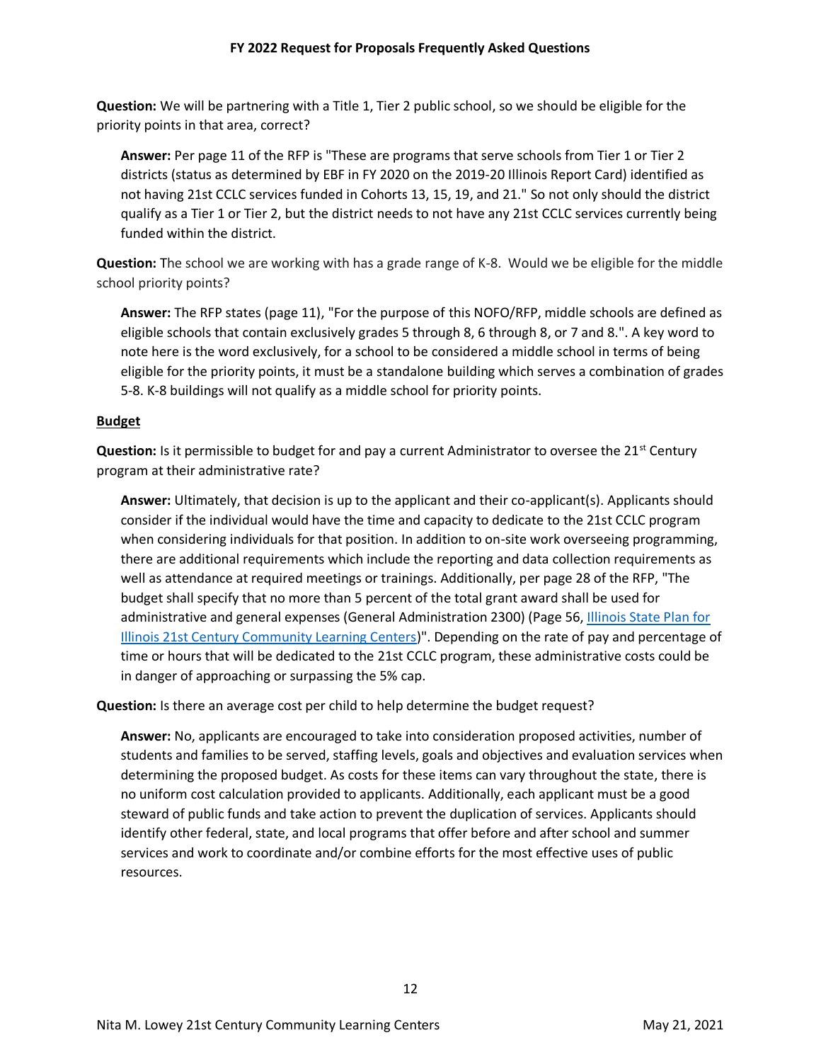**Question:** We will be partnering with a Title 1, Tier 2 public school, so we should be eligible for the priority points in that area, correct?

> **Answer:** Per page 11 of the RFP is "These are programs that serve schools from Tier 1 or Tier 2 districts (status as determined by EBF in FY 2020 on the 2019-20 Illinois Report Card) identified as not having 21st CCLC services funded in Cohorts 13, 15, 19, and 21." So not only should the district qualify as a Tier 1 or Tier 2, but the district needs to not have any 21st CCLC services currently being funded within the district.

**Question:** The school we are working with has a grade range of K-8. Would we be eligible for the middle school priority points?

> **Answer:** The RFP states (page 11), "For the purpose of this NOFO/RFP, middle schools are defined as eligible schools that contain exclusively grades 5 through 8, 6 through 8, or 7 and 8.". A key word to note here is the word exclusively, for a school to be considered a middle school in terms of being eligible for the priority points, it must be a standalone building which serves a combination of grades 5-8. K-8 buildings will not qualify as a middle school for priority points.

**Budget**

**Question:** Is it permissible to budget for and pay a current Administrator to oversee the 21st Century program at their administrative rate?

> **Answer:** Ultimately, that decision is up to the applicant and their co-applicant(s). Applicants should consider if the individual would have the time and capacity to dedicate to the 21st CCLC program when considering individuals for that position. In addition to on-site work overseeing programming, there are additional requirements which include the reporting and data collection requirements as well as attendance at required meetings or trainings. Additionally, per page 28 of the RFP, "The budget shall specify that no more than 5 percent of the total grant award shall be used for administrative and general expenses (General Administration 2300) (Page 56, Illinois State Plan for Illinois 21st Century Community Learning Centers)". Depending on the rate of pay and percentage of time or hours that will be dedicated to the 21st CCLC program, these administrative costs could be in danger of approaching or surpassing the 5% cap.

**Question:** Is there an average cost per child to help determine the budget request?

> **Answer:** No, applicants are encouraged to take into consideration proposed activities, number of students and families to be served, staffing levels, goals and objectives and evaluation services when determining the proposed budget. As costs for these items can vary throughout the state, there is no uniform cost calculation provided to applicants. Additionally, each applicant must be a good steward of public funds and take action to prevent the duplication of services. Applicants should identify other federal, state, and local programs that offer before and after school and summer services and work to coordinate and/or combine efforts for the most effective uses of public resources.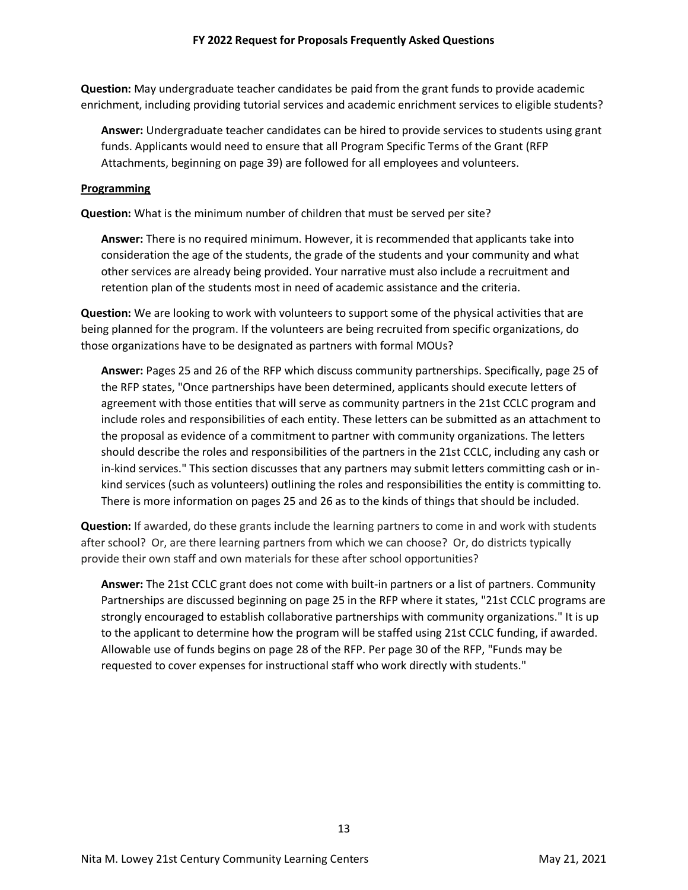**Question:** May undergraduate teacher candidates be paid from the grant funds to provide academic enrichment, including providing tutorial services and academic enrichment services to eligible students?

> **Answer:** Undergraduate teacher candidates can be hired to provide services to students using grant funds. Applicants would need to ensure that all Program Specific Terms of the Grant (RFP Attachments, beginning on page 39) are followed for all employees and volunteers.

**Programming**

**Question:** What is the minimum number of children that must be served per site?

> **Answer:** There is no required minimum. However, it is recommended that applicants take into consideration the age of the students, the grade of the students and your community and what other services are already being provided. Your narrative must also include a recruitment and retention plan of the students most in need of academic assistance and the criteria.

**Question:** We are looking to work with volunteers to support some of the physical activities that are being planned for the program. If the volunteers are being recruited from specific organizations, do those organizations have to be designated as partners with formal MOUs?

> **Answer:** Pages 25 and 26 of the RFP which discuss community partnerships. Specifically, page 25 of the RFP states, "Once partnerships have been determined, applicants should execute letters of agreement with those entities that will serve as community partners in the 21st CCLC program and include roles and responsibilities of each entity. These letters can be submitted as an attachment to the proposal as evidence of a commitment to partner with community organizations. The letters should describe the roles and responsibilities of the partners in the 21st CCLC, including any cash or in-kind services." This section discusses that any partners may submit letters committing cash or in-kind services (such as volunteers) outlining the roles and responsibilities the entity is committing to. There is more information on pages 25 and 26 as to the kinds of things that should be included.

**Question:** If awarded, do these grants include the learning partners to come in and work with students after school? Or, are there learning partners from which we can choose? Or, do districts typically provide their own staff and own materials for these after school opportunities?

> **Answer:** The 21st CCLC grant does not come with built-in partners or a list of partners. Community Partnerships are discussed beginning on page 25 in the RFP where it states, "21st CCLC programs are strongly encouraged to establish collaborative partnerships with community organizations." It is up to the applicant to determine how the program will be staffed using 21st CCLC funding, if awarded. Allowable use of funds begins on page 28 of the RFP. Per page 30 of the RFP, "Funds may be requested to cover expenses for instructional staff who work directly with students."